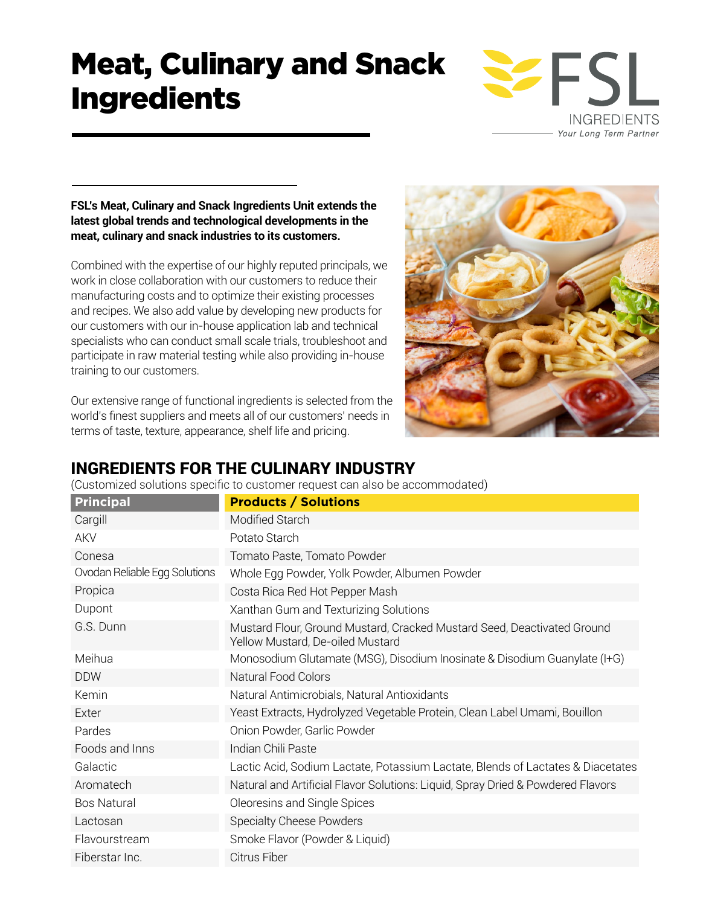# Meat, Culinary and Snack Ingredients

FSL INGREDIENTS
*Your Long Term Partner*

**FSL's Meat, Culinary and Snack Ingredients Unit extends the latest global trends and technological developments in the meat, culinary and snack industries to its customers.**

Combined with the expertise of our highly reputed principals, we work in close collaboration with our customers to reduce their manufacturing costs and to optimize their existing processes and recipes. We also add value by developing new products for our customers with our in-house application lab and technical specialists who can conduct small scale trials, troubleshoot and participate in raw material testing while also providing in-house training to our customers.

Our extensive range of functional ingredients is selected from the world's finest suppliers and meets all of our customers' needs in terms of taste, texture, appearance, shelf life and pricing.

## INGREDIENTS FOR THE CULINARY INDUSTRY

(Customized solutions specific to customer request can also be accommodated)

| Principal | Products / Solutions |
|---|---|
| Cargill | Modified Starch |
| AKV | Potato Starch |
| Conesa | Tomato Paste, Tomato Powder |
| Ovodan Reliable Egg Solutions | Whole Egg Powder, Yolk Powder, Albumen Powder |
| Propica | Costa Rica Red Hot Pepper Mash |
| Dupont | Xanthan Gum and Texturizing Solutions |
| G.S. Dunn | Mustard Flour, Ground Mustard, Cracked Mustard Seed, Deactivated Ground Yellow Mustard, De-oiled Mustard |
| Meihua | Monosodium Glutamate (MSG), Disodium Inosinate & Disodium Guanylate (I+G) |
| DDW | Natural Food Colors |
| Kemin | Natural Antimicrobials, Natural Antioxidants |
| Exter | Yeast Extracts, Hydrolyzed Vegetable Protein, Clean Label Umami, Bouillon |
| Pardes | Onion Powder, Garlic Powder |
| Foods and Inns | Indian Chili Paste |
| Galactic | Lactic Acid, Sodium Lactate, Potassium Lactate, Blends of Lactates & Diacetates |
| Aromatech | Natural and Artificial Flavor Solutions: Liquid, Spray Dried & Powdered Flavors |
| Bos Natural | Oleoresins and Single Spices |
| Lactosan | Specialty Cheese Powders |
| Flavourstream | Smoke Flavor (Powder & Liquid) |
| Fiberstar Inc. | Citrus Fiber |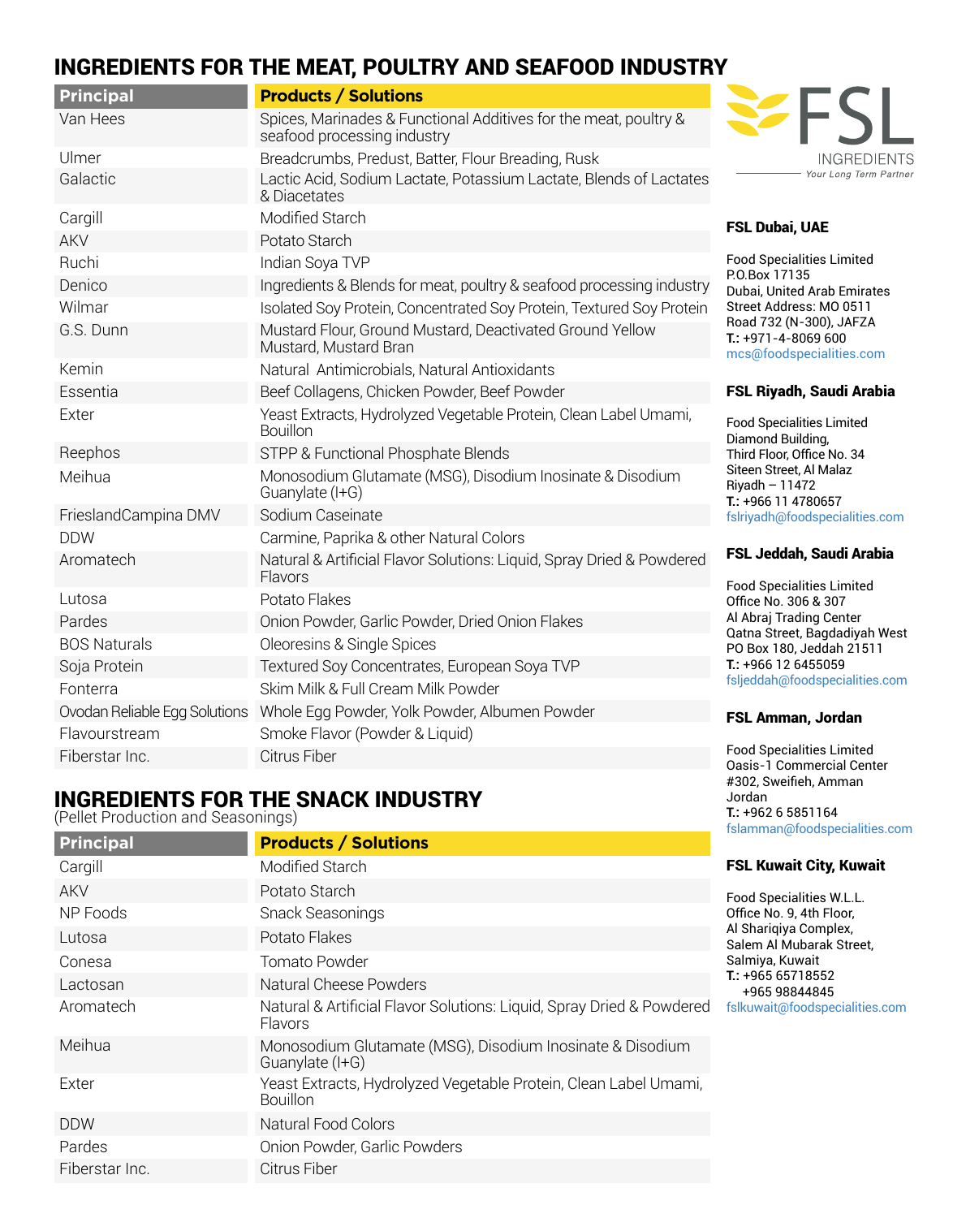## INGREDIENTS FOR THE MEAT, POULTRY AND SEAFOOD INDUSTRY

| Principal | Products / Solutions |
|---|---|
| Van Hees | Spices, Marinades & Functional Additives for the meat, poultry & seafood processing industry |
| Ulmer | Breadcrumbs, Predust, Batter, Flour Breading, Rusk |
| Galactic | Lactic Acid, Sodium Lactate, Potassium Lactate, Blends of Lactates & Diacetates |
| Cargill | Modified Starch |
| AKV | Potato Starch |
| Ruchi | Indian Soya TVP |
| Denico | Ingredients & Blends for meat, poultry & seafood processing industry |
| Wilmar | Isolated Soy Protein, Concentrated Soy Protein, Textured Soy Protein |
| G.S. Dunn | Mustard Flour, Ground Mustard, Deactivated Ground Yellow Mustard, Mustard Bran |
| Kemin | Natural Antimicrobials, Natural Antioxidants |
| Essentia | Beef Collagens, Chicken Powder, Beef Powder |
| Exter | Yeast Extracts, Hydrolyzed Vegetable Protein, Clean Label Umami, Bouillon |
| Reephos | STPP & Functional Phosphate Blends |
| Meihua | Monosodium Glutamate (MSG), Disodium Inosinate & Disodium Guanylate (I+G) |
| FrieslandCampina DMV | Sodium Caseinate |
| DDW | Carmine, Paprika & other Natural Colors |
| Aromatech | Natural & Artificial Flavor Solutions: Liquid, Spray Dried & Powdered Flavors |
| Lutosa | Potato Flakes |
| Pardes | Onion Powder, Garlic Powder, Dried Onion Flakes |
| BOS Naturals | Oleoresins & Single Spices |
| Soja Protein | Textured Soy Concentrates, European Soya TVP |
| Fonterra | Skim Milk & Full Cream Milk Powder |
| Ovodan Reliable Egg Solutions | Whole Egg Powder, Yolk Powder, Albumen Powder |
| Flavourstream | Smoke Flavor (Powder & Liquid) |
| Fiberstar Inc. | Citrus Fiber |

## INGREDIENTS FOR THE SNACK INDUSTRY

(Pellet Production and Seasonings)

| Principal | Products / Solutions |
|---|---|
| Cargill | Modified Starch |
| AKV | Potato Starch |
| NP Foods | Snack Seasonings |
| Lutosa | Potato Flakes |
| Conesa | Tomato Powder |
| Lactosan | Natural Cheese Powders |
| Aromatech | Natural & Artificial Flavor Solutions: Liquid, Spray Dried & Powdered Flavors |
| Meihua | Monosodium Glutamate (MSG), Disodium Inosinate & Disodium Guanylate (I+G) |
| Exter | Yeast Extracts, Hydrolyzed Vegetable Protein, Clean Label Umami, Bouillon |
| DDW | Natural Food Colors |
| Pardes | Onion Powder, Garlic Powders |
| Fiberstar Inc. | Citrus Fiber |

FSL INGREDIENTS

*Your Long Term Partner*

### FSL Dubai, UAE

Food Specialities Limited
P.O.Box 17135
Dubai, United Arab Emirates
Street Address: MO 0511
Road 732 (N-300), JAFZA
**T.:** +971-4-8069 600
mcs@foodspecialities.com

### FSL Riyadh, Saudi Arabia

Food Specialities Limited
Diamond Building,
Third Floor, Office No. 34
Siteen Street, Al Malaz
Riyadh – 11472
**T.:** +966 11 4780657
fslriyadh@foodspecialities.com

### FSL Jeddah, Saudi Arabia

Food Specialities Limited
Office No. 306 & 307
Al Abraj Trading Center
Qatna Street, Bagdadiyah West
PO Box 180, Jeddah 21511
**T.:** +966 12 6455059
fsljeddah@foodspecialities.com

### FSL Amman, Jordan

Food Specialities Limited
Oasis-1 Commercial Center
#302, Sweifieh, Amman
Jordan
**T.:** +962 6 5851164
fslamman@foodspecialities.com

### FSL Kuwait City, Kuwait

Food Specialities W.L.L.
Office No. 9, 4th Floor,
Al Shariqiya Complex,
Salem Al Mubarak Street,
Salmiya, Kuwait
**T.:** +965 65718552
+965 98844845
fslkuwait@foodspecialities.com